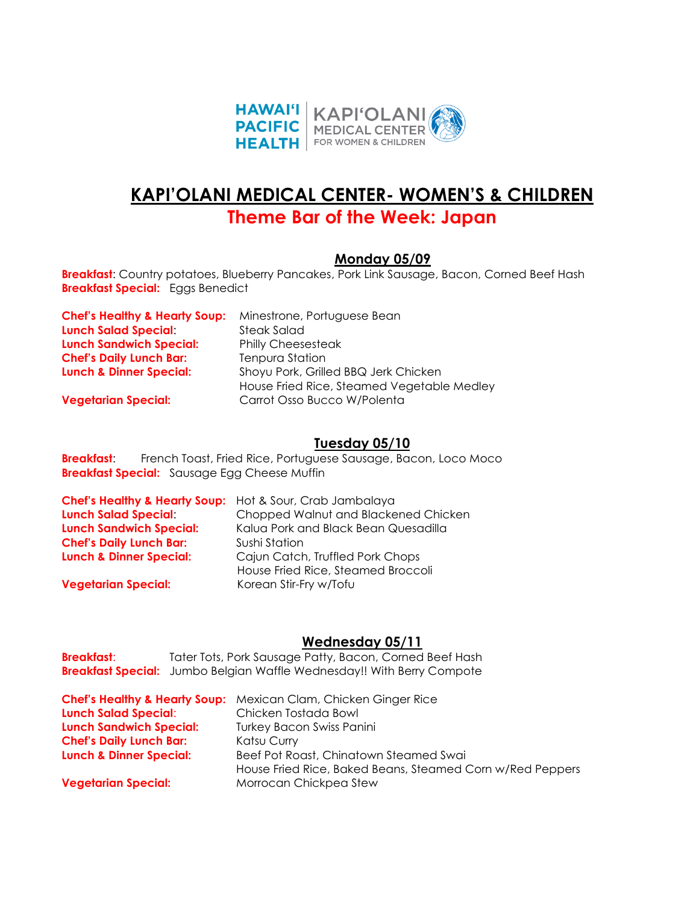HAWAIʻI PACIFIC HEALTH | KAPIʻOLANI MEDICAL CENTER FOR WOMEN & CHILDREN

# KAPI'OLANI MEDICAL CENTER- WOMEN'S & CHILDREN

## Theme Bar of the Week: Japan

### Monday 05/09

**Breakfast**: Country potatoes, Blueberry Pancakes, Pork Link Sausage, Bacon, Corned Beef Hash
**Breakfast Special:** Eggs Benedict

**Chef's Healthy & Hearty Soup:** Minestrone, Portuguese Bean
**Lunch Salad Special**: Steak Salad
**Lunch Sandwich Special:** Philly Cheesesteak
**Chef's Daily Lunch Bar:** Tenpura Station
**Lunch & Dinner Special:** Shoyu Pork, Grilled BBQ Jerk Chicken
House Fried Rice, Steamed Vegetable Medley
**Vegetarian Special:** Carrot Osso Bucco W/Polenta

### Tuesday 05/10

**Breakfast**: French Toast, Fried Rice, Portuguese Sausage, Bacon, Loco Moco
**Breakfast Special:** Sausage Egg Cheese Muffin

**Chef's Healthy & Hearty Soup:** Hot & Sour, Crab Jambalaya
**Lunch Salad Special**: Chopped Walnut and Blackened Chicken
**Lunch Sandwich Special:** Kalua Pork and Black Bean Quesadilla
**Chef's Daily Lunch Bar:** Sushi Station
**Lunch & Dinner Special:** Cajun Catch, Truffled Pork Chops
House Fried Rice, Steamed Broccoli
**Vegetarian Special:** Korean Stir-Fry w/Tofu

### Wednesday 05/11

**Breakfast**: Tater Tots, Pork Sausage Patty, Bacon, Corned Beef Hash
**Breakfast Special:** Jumbo Belgian Waffle Wednesday!! With Berry Compote

**Chef's Healthy & Hearty Soup:** Mexican Clam, Chicken Ginger Rice
**Lunch Salad Special**: Chicken Tostada Bowl
**Lunch Sandwich Special:** Turkey Bacon Swiss Panini
**Chef's Daily Lunch Bar:** Katsu Curry
**Lunch & Dinner Special:** Beef Pot Roast, Chinatown Steamed Swai
House Fried Rice, Baked Beans, Steamed Corn w/Red Peppers
**Vegetarian Special:** Morrocan Chickpea Stew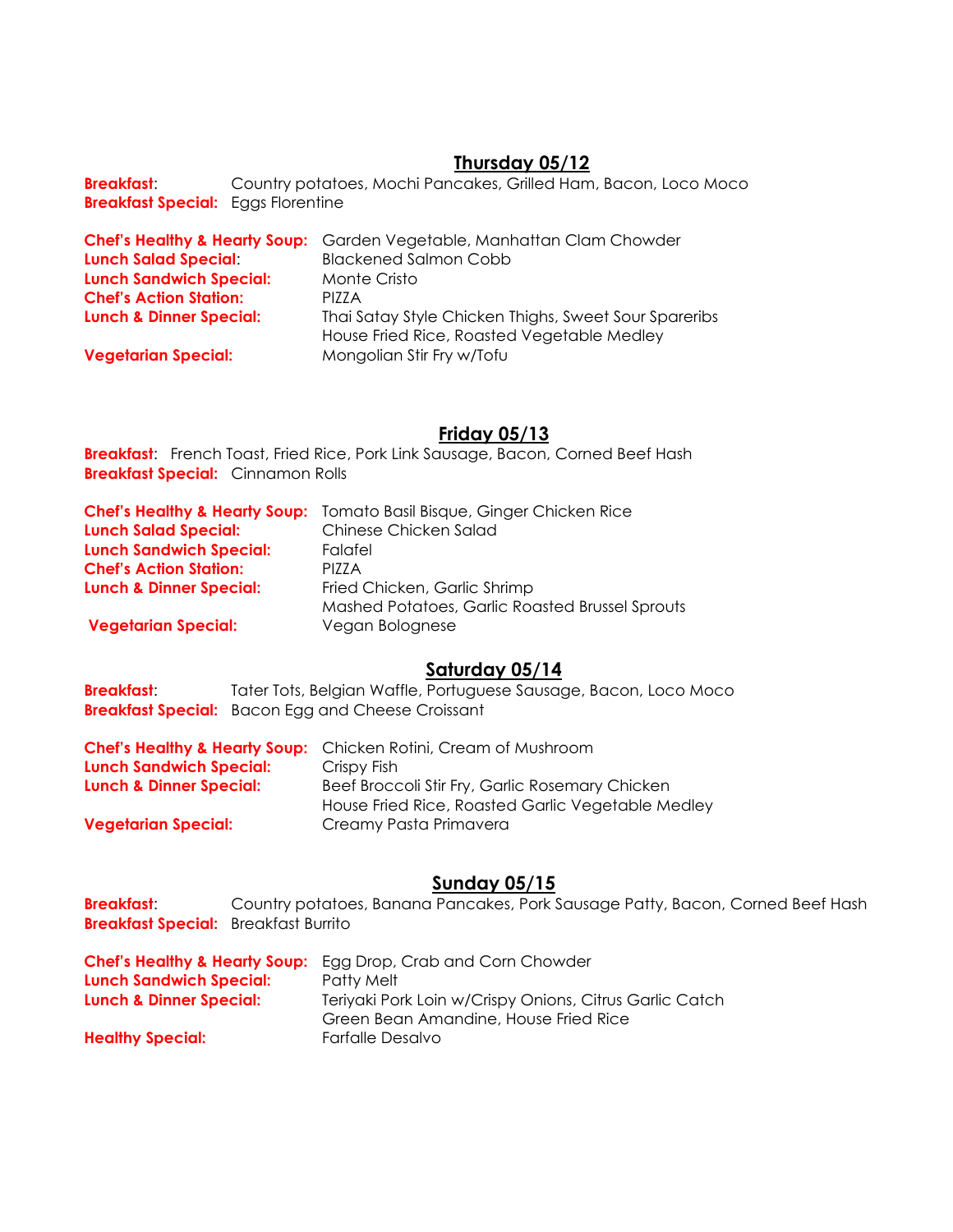## Thursday 05/12

**Breakfast**: Country potatoes, Mochi Pancakes, Grilled Ham, Bacon, Loco Moco
**Breakfast Special:** Eggs Florentine

**Chef's Healthy & Hearty Soup:** Garden Vegetable, Manhattan Clam Chowder
**Lunch Salad Special**: Blackened Salmon Cobb
**Lunch Sandwich Special:** Monte Cristo
**Chef's Action Station:** PIZZA
**Lunch & Dinner Special:** Thai Satay Style Chicken Thighs, Sweet Sour Spareribs
House Fried Rice, Roasted Vegetable Medley
**Vegetarian Special:** Mongolian Stir Fry w/Tofu

## Friday 05/13

**Breakfast**: French Toast, Fried Rice, Pork Link Sausage, Bacon, Corned Beef Hash
**Breakfast Special:** Cinnamon Rolls

**Chef's Healthy & Hearty Soup:** Tomato Basil Bisque, Ginger Chicken Rice
**Lunch Salad Special:** Chinese Chicken Salad
**Lunch Sandwich Special:** Falafel
**Chef's Action Station:** PIZZA
**Lunch & Dinner Special:** Fried Chicken, Garlic Shrimp
Mashed Potatoes, Garlic Roasted Brussel Sprouts
**Vegetarian Special:** Vegan Bolognese

## Saturday 05/14

**Breakfast**: Tater Tots, Belgian Waffle, Portuguese Sausage, Bacon, Loco Moco
**Breakfast Special:** Bacon Egg and Cheese Croissant

**Chef's Healthy & Hearty Soup:** Chicken Rotini, Cream of Mushroom
**Lunch Sandwich Special:** Crispy Fish
**Lunch & Dinner Special:** Beef Broccoli Stir Fry, Garlic Rosemary Chicken
House Fried Rice, Roasted Garlic Vegetable Medley
**Vegetarian Special:** Creamy Pasta Primavera

## Sunday 05/15

**Breakfast**: Country potatoes, Banana Pancakes, Pork Sausage Patty, Bacon, Corned Beef Hash
**Breakfast Special:** Breakfast Burrito

**Chef's Healthy & Hearty Soup:** Egg Drop, Crab and Corn Chowder
**Lunch Sandwich Special:** Patty Melt
**Lunch & Dinner Special:** Teriyaki Pork Loin w/Crispy Onions, Citrus Garlic Catch
Green Bean Amandine, House Fried Rice
**Healthy Special:** Farfalle Desalvo